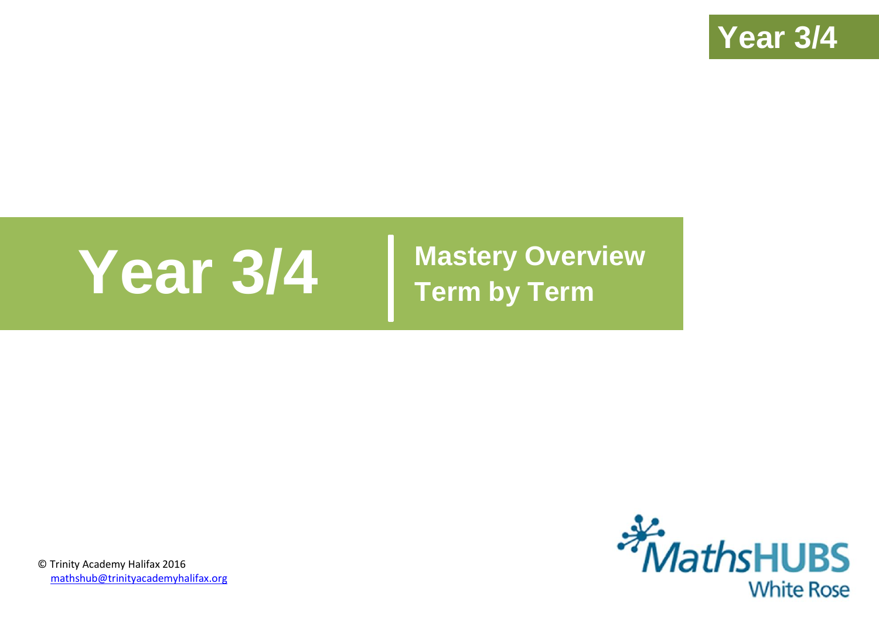# Year 3/4

## Mastery Overview
## Term by Term

© Trinity Academy Halifax 2016
mathshub@trinityacademyhalifax.org

MathsHUBS
White Rose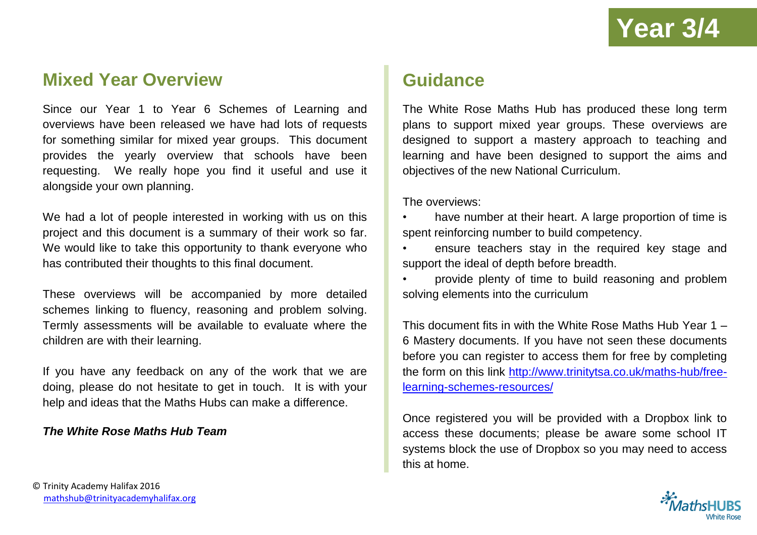# Year 3/4

## Mixed Year Overview

Since our Year 1 to Year 6 Schemes of Learning and overviews have been released we have had lots of requests for something similar for mixed year groups. This document provides the yearly overview that schools have been requesting. We really hope you find it useful and use it alongside your own planning.

We had a lot of people interested in working with us on this project and this document is a summary of their work so far. We would like to take this opportunity to thank everyone who has contributed their thoughts to this final document.

These overviews will be accompanied by more detailed schemes linking to fluency, reasoning and problem solving. Termly assessments will be available to evaluate where the children are with their learning.

If you have any feedback on any of the work that we are doing, please do not hesitate to get in touch. It is with your help and ideas that the Maths Hubs can make a difference.

***The White Rose Maths Hub Team***

## Guidance

The White Rose Maths Hub has produced these long term plans to support mixed year groups. These overviews are designed to support a mastery approach to teaching and learning and have been designed to support the aims and objectives of the new National Curriculum.

The overviews:

- have number at their heart. A large proportion of time is spent reinforcing number to build competency.
- ensure teachers stay in the required key stage and support the ideal of depth before breadth.
- provide plenty of time to build reasoning and problem solving elements into the curriculum

This document fits in with the White Rose Maths Hub Year 1 – 6 Mastery documents. If you have not seen these documents before you can register to access them for free by completing the form on this link http://www.trinitytsa.co.uk/maths-hub/free-learning-schemes-resources/

Once registered you will be provided with a Dropbox link to access these documents; please be aware some school IT systems block the use of Dropbox so you may need to access this at home.

© Trinity Academy Halifax 2016
mathshub@trinityacademyhalifax.org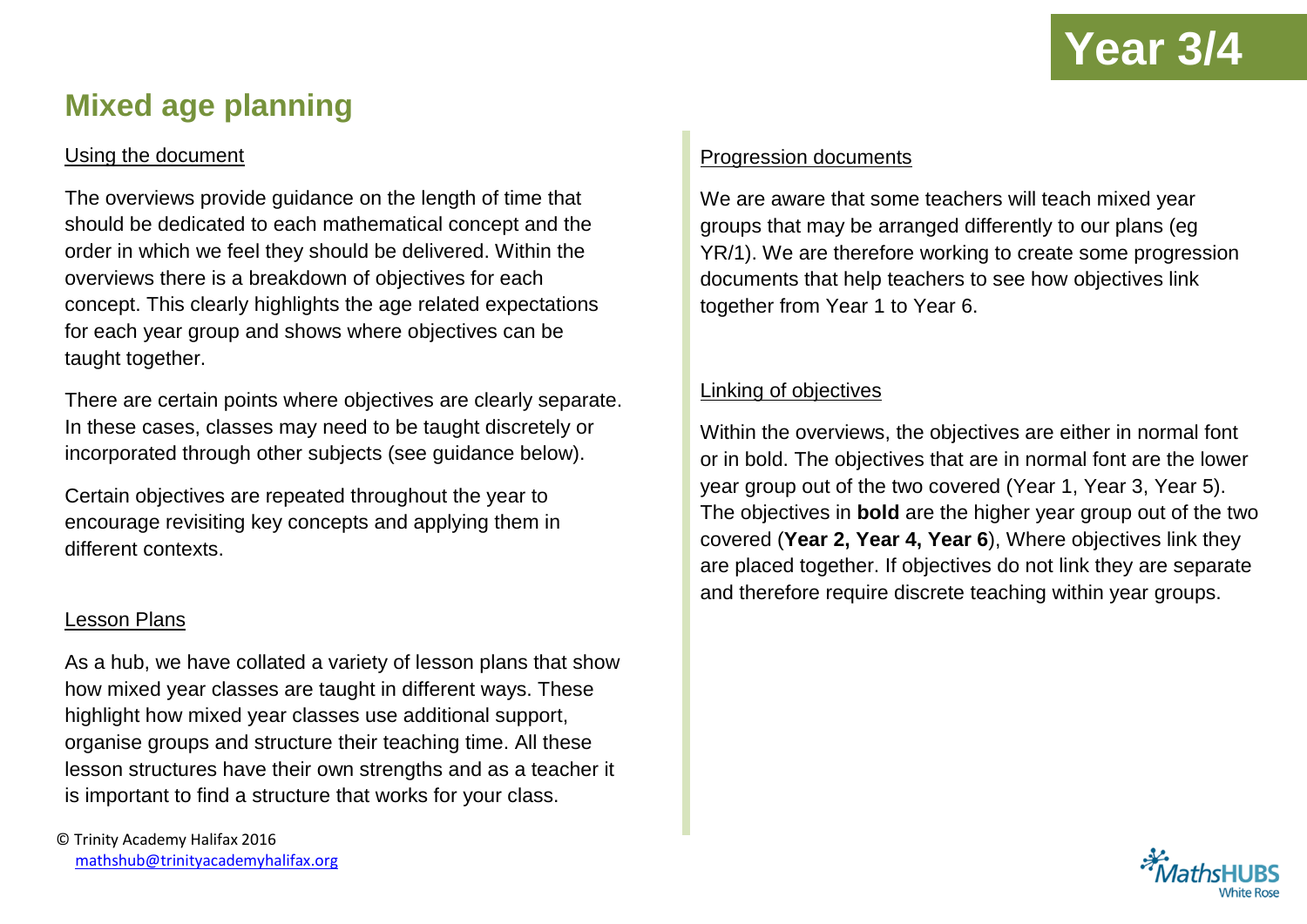Year 3/4

# Mixed age planning

## Using the document

The overviews provide guidance on the length of time that should be dedicated to each mathematical concept and the order in which we feel they should be delivered. Within the overviews there is a breakdown of objectives for each concept. This clearly highlights the age related expectations for each year group and shows where objectives can be taught together.

There are certain points where objectives are clearly separate. In these cases, classes may need to be taught discretely or incorporated through other subjects (see guidance below).

Certain objectives are repeated throughout the year to encourage revisiting key concepts and applying them in different contexts.

## Lesson Plans

As a hub, we have collated a variety of lesson plans that show how mixed year classes are taught in different ways. These highlight how mixed year classes use additional support, organise groups and structure their teaching time. All these lesson structures have their own strengths and as a teacher it is important to find a structure that works for your class.

## Progression documents

We are aware that some teachers will teach mixed year groups that may be arranged differently to our plans (eg YR/1). We are therefore working to create some progression documents that help teachers to see how objectives link together from Year 1 to Year 6.

## Linking of objectives

Within the overviews, the objectives are either in normal font or in bold. The objectives that are in normal font are the lower year group out of the two covered (Year 1, Year 3, Year 5). The objectives in **bold** are the higher year group out of the two covered (**Year 2, Year 4, Year 6**), Where objectives link they are placed together. If objectives do not link they are separate and therefore require discrete teaching within year groups.

© Trinity Academy Halifax 2016
mathshub@trinityacademyhalifax.org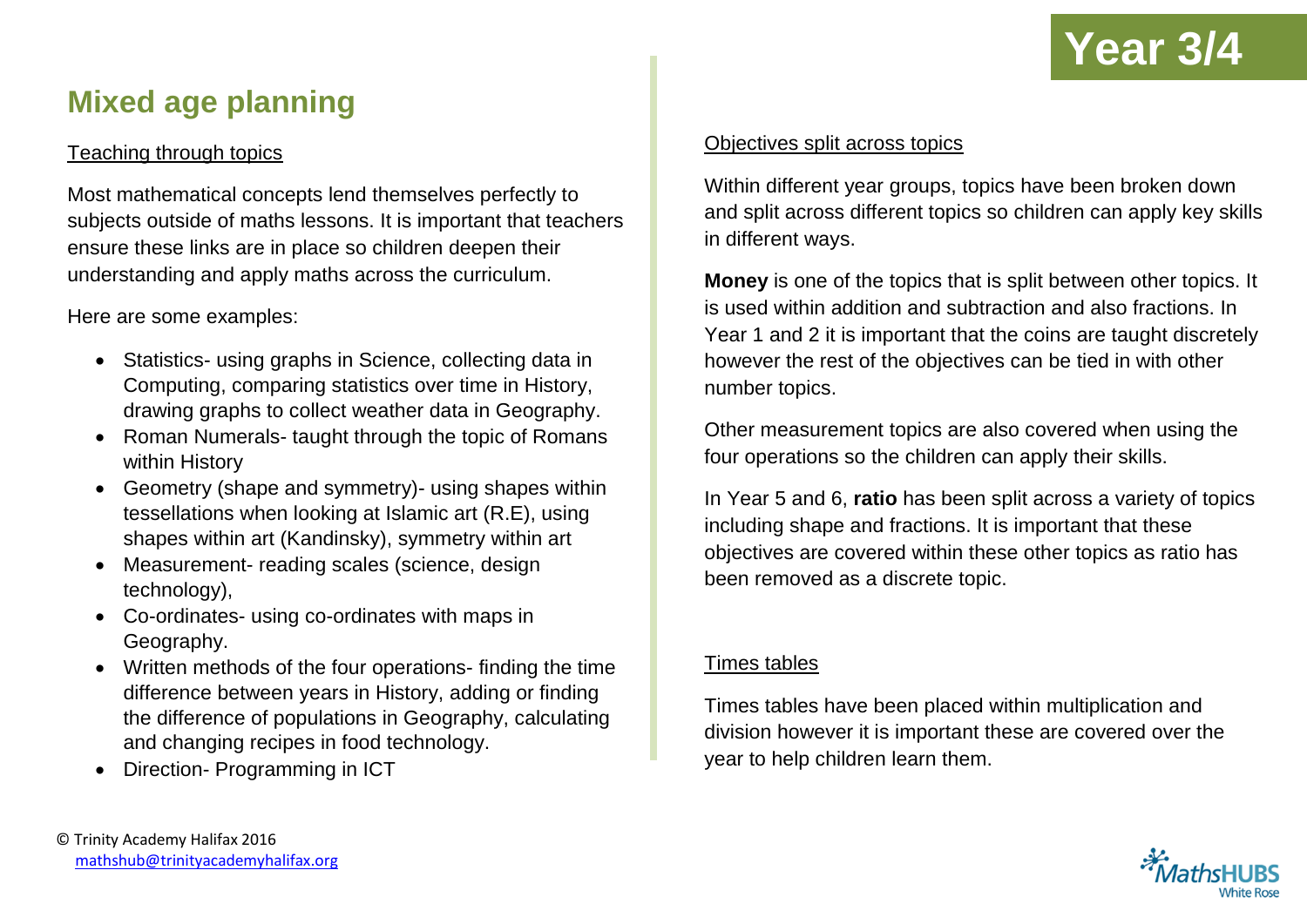# Year 3/4

## Mixed age planning

### Teaching through topics

Most mathematical concepts lend themselves perfectly to subjects outside of maths lessons. It is important that teachers ensure these links are in place so children deepen their understanding and apply maths across the curriculum.

Here are some examples:

- Statistics- using graphs in Science, collecting data in Computing, comparing statistics over time in History, drawing graphs to collect weather data in Geography.
- Roman Numerals- taught through the topic of Romans within History
- Geometry (shape and symmetry)- using shapes within tessellations when looking at Islamic art (R.E), using shapes within art (Kandinsky), symmetry within art
- Measurement- reading scales (science, design technology),
- Co-ordinates- using co-ordinates with maps in Geography.
- Written methods of the four operations- finding the time difference between years in History, adding or finding the difference of populations in Geography, calculating and changing recipes in food technology.
- Direction- Programming in ICT

### Objectives split across topics

Within different year groups, topics have been broken down and split across different topics so children can apply key skills in different ways.

**Money** is one of the topics that is split between other topics. It is used within addition and subtraction and also fractions. In Year 1 and 2 it is important that the coins are taught discretely however the rest of the objectives can be tied in with other number topics.

Other measurement topics are also covered when using the four operations so the children can apply their skills.

In Year 5 and 6, **ratio** has been split across a variety of topics including shape and fractions. It is important that these objectives are covered within these other topics as ratio has been removed as a discrete topic.

### Times tables

Times tables have been placed within multiplication and division however it is important these are covered over the year to help children learn them.

© Trinity Academy Halifax 2016
mathshub@trinityacademyhalifax.org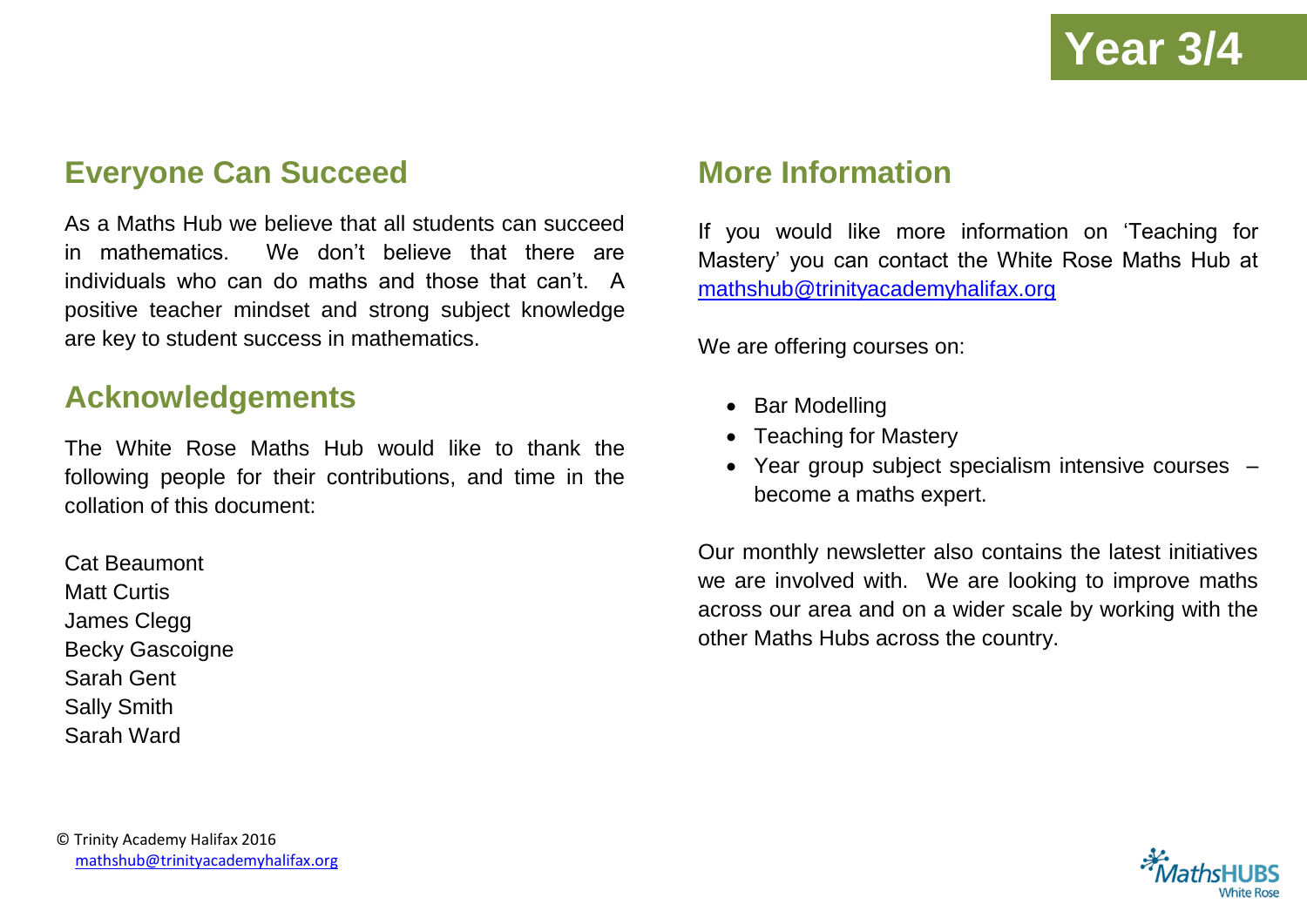# Year 3/4

## Everyone Can Succeed

As a Maths Hub we believe that all students can succeed in mathematics. We don't believe that there are individuals who can do maths and those that can't. A positive teacher mindset and strong subject knowledge are key to student success in mathematics.

## Acknowledgements

The White Rose Maths Hub would like to thank the following people for their contributions, and time in the collation of this document:

Cat Beaumont
Matt Curtis
James Clegg
Becky Gascoigne
Sarah Gent
Sally Smith
Sarah Ward

## More Information

If you would like more information on 'Teaching for Mastery' you can contact the White Rose Maths Hub at mathshub@trinityacademyhalifax.org

We are offering courses on:

- Bar Modelling
- Teaching for Mastery
- Year group subject specialism intensive courses – become a maths expert.

Our monthly newsletter also contains the latest initiatives we are involved with. We are looking to improve maths across our area and on a wider scale by working with the other Maths Hubs across the country.

© Trinity Academy Halifax 2016
mathshub@trinityacademyhalifax.org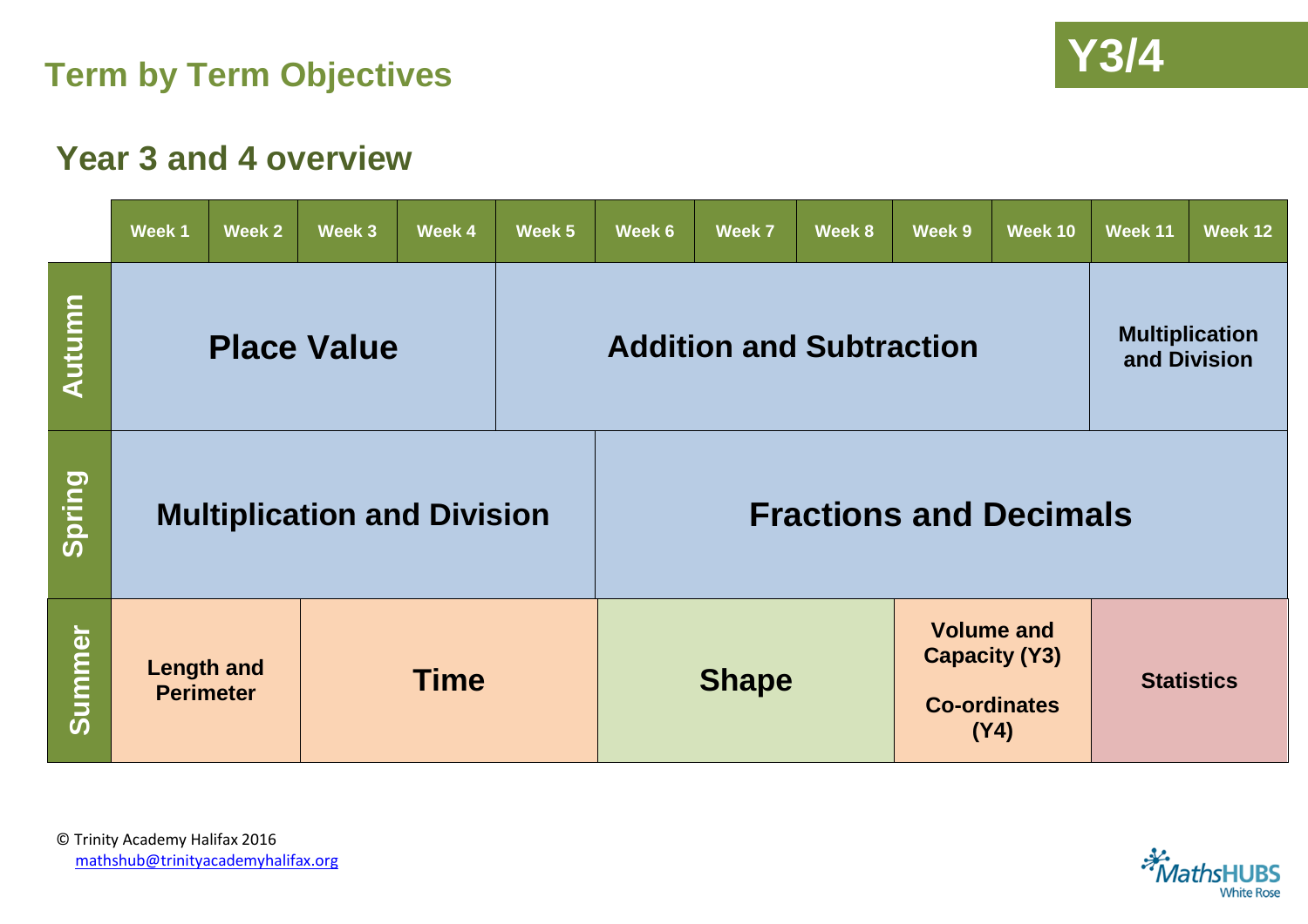# Term by Term Objectives

**Y3/4**

## Year 3 and 4 overview

| | Week 1 | Week 2 | Week 3 | Week 4 | Week 5 | Week 6 | Week 7 | Week 8 | Week 9 | Week 10 | Week 11 | Week 12 |
|---|---|---|---|---|---|---|---|---|---|---|---|---|
| **Autumn** | **Place Value** | | | | **Addition and Subtraction** | | | | | | **Multiplication and Division** | |
| **Spring** | **Multiplication and Division** | | | | | **Fractions and Decimals** | | | | | | |
| **Summer** | **Length and Perimeter** | | **Time** | | | **Shape** | | | **Volume and Capacity (Y3)**<br><br>**Co-ordinates (Y4)** | | **Statistics** | |

© Trinity Academy Halifax 2016
mathshub@trinityacademyhalifax.org

MathsHUBS White Rose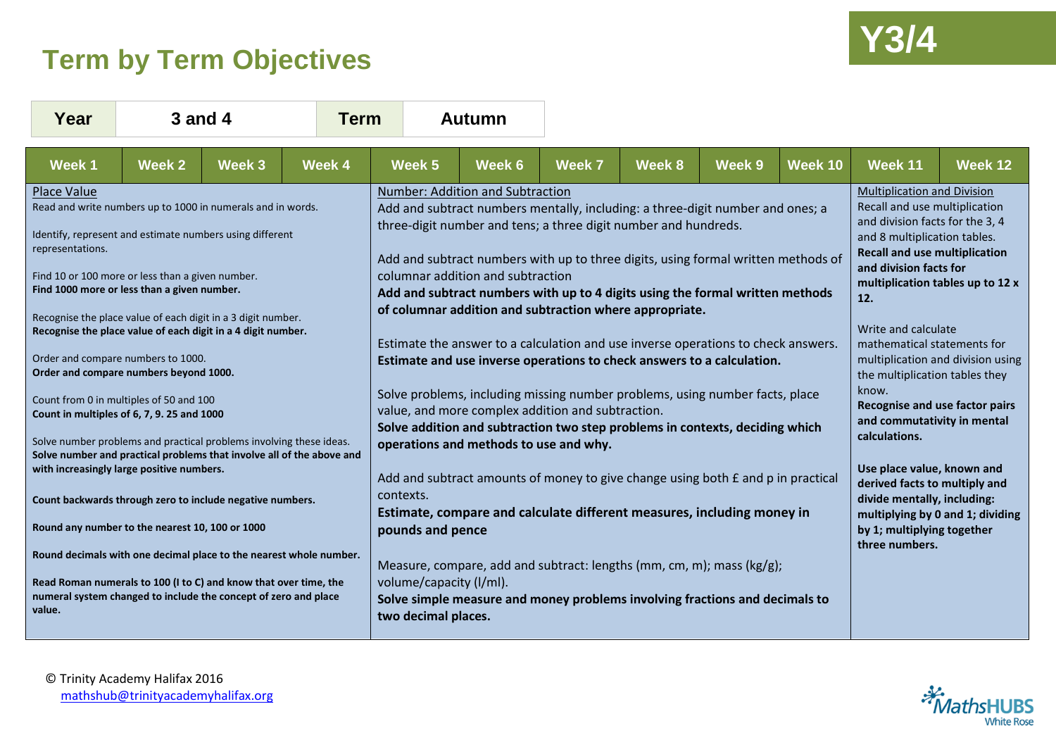# Term by Term Objectives

**Y3/4**

| Year | 3 and 4 | Term | Autumn |
|---|---|---|---|

| Week 1 | Week 2 | Week 3 | Week 4 | Week 5 | Week 6 | Week 7 | Week 8 | Week 9 | Week 10 | Week 11 | Week 12 |
|---|---|---|---|---|---|---|---|---|---|---|---|
| Place Value<br>Read and write numbers up to 1000 in numerals and in words.<br><br>Identify, represent and estimate numbers using different representations.<br><br>Find 10 or 100 more or less than a given number.<br>**Find 1000 more or less than a given number.**<br><br>Recognise the place value of each digit in a 3 digit number.<br>**Recognise the place value of each digit in a 4 digit number.**<br><br>Order and compare numbers to 1000.<br>**Order and compare numbers beyond 1000.**<br><br>Count from 0 in multiples of 50 and 100<br>**Count in multiples of 6, 7, 9. 25 and 1000**<br><br>Solve number problems and practical problems involving these ideas.<br>**Solve number and practical problems that involve all of the above and with increasingly large positive numbers.**<br><br>**Count backwards through zero to include negative numbers.**<br><br>**Round any number to the nearest 10, 100 or 1000**<br><br>**Round decimals with one decimal place to the nearest whole number.**<br><br>**Read Roman numerals to 100 (I to C) and know that over time, the numeral system changed to include the concept of zero and place value.** | | | | Number: Addition and Subtraction<br>Add and subtract numbers mentally, including: a three-digit number and ones; a three-digit number and tens; a three digit number and hundreds.<br><br>Add and subtract numbers with up to three digits, using formal written methods of columnar addition and subtraction<br>**Add and subtract numbers with up to 4 digits using the formal written methods of columnar addition and subtraction where appropriate.**<br><br>Estimate the answer to a calculation and use inverse operations to check answers.<br>**Estimate and use inverse operations to check answers to a calculation.**<br><br>Solve problems, including missing number problems, using number facts, place value, and more complex addition and subtraction.<br>**Solve addition and subtraction two step problems in contexts, deciding which operations and methods to use and why.**<br><br>Add and subtract amounts of money to give change using both £ and p in practical contexts.<br>**Estimate, compare and calculate different measures, including money in pounds and pence**<br><br>Measure, compare, add and subtract: lengths (mm, cm, m); mass (kg/g); volume/capacity (l/ml).<br>**Solve simple measure and money problems involving fractions and decimals to two decimal places.** | | | | | | Multiplication and Division<br>Recall and use multiplication and division facts for the 3, 4 and 8 multiplication tables.<br>**Recall and use multiplication and division facts for multiplication tables up to 12 x 12.**<br><br>Write and calculate mathematical statements for multiplication and division using the multiplication tables they know.<br>**Recognise and use factor pairs and commutativity in mental calculations.**<br><br>**Use place value, known and derived facts to multiply and divide mentally, including: multiplying by 0 and 1; dividing by 1; multiplying together three numbers.** | |

© Trinity Academy Halifax 2016
mathshub@trinityacademyhalifax.org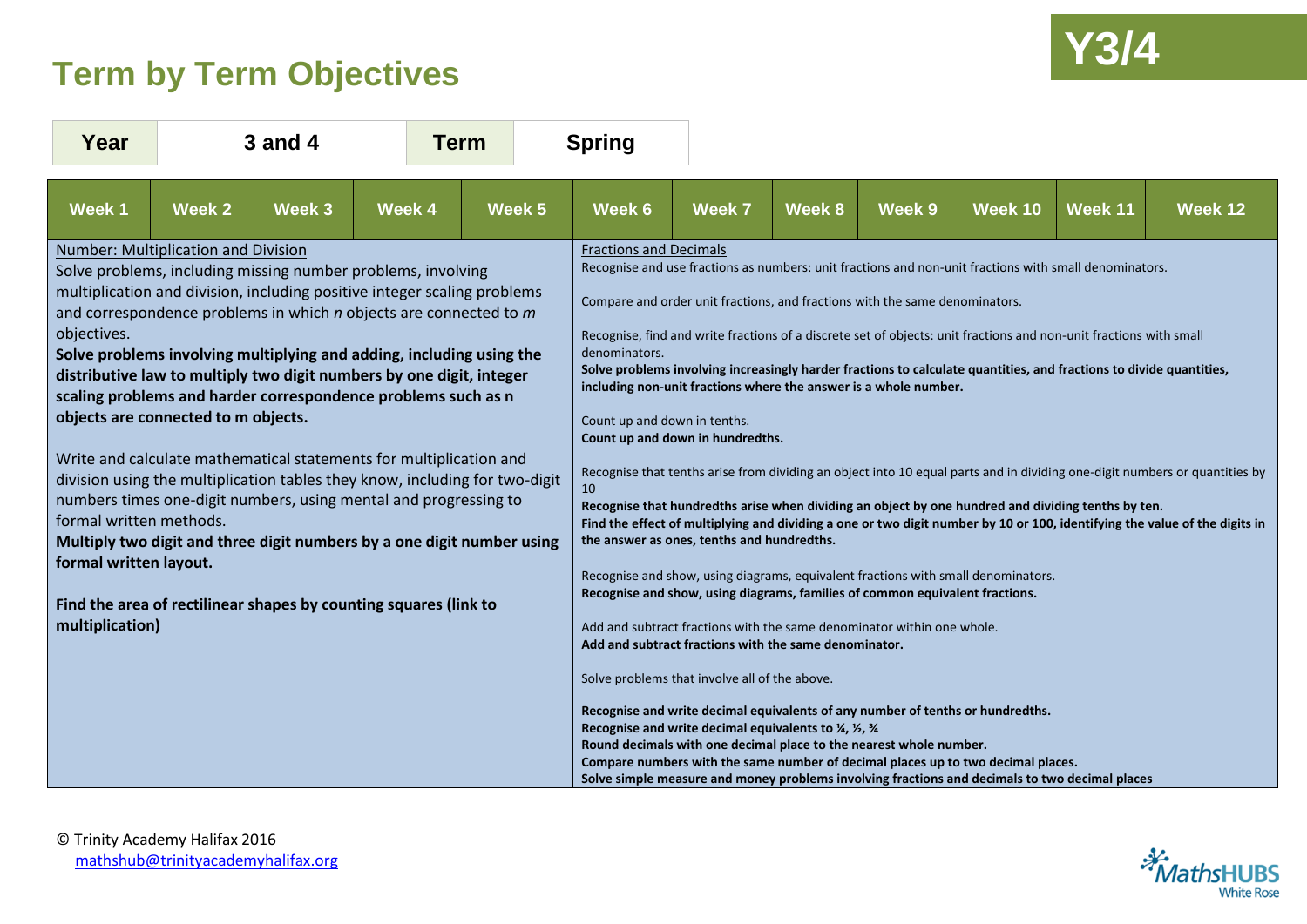# Term by Term Objectives

**Y3/4**

| Year | 3 and 4 | Term | Spring |
|---|---|---|---|

| Week 1 | Week 2 | Week 3 | Week 4 | Week 5 | Week 6 | Week 7 | Week 8 | Week 9 | Week 10 | Week 11 | Week 12 |
|---|---|---|---|---|---|---|---|---|---|---|---|
| Number: Multiplication and Division<br>Solve problems, including missing number problems, involving multiplication and division, including positive integer scaling problems and correspondence problems in which *n* objects are connected to *m* objectives.<br>**Solve problems involving multiplying and adding, including using the distributive law to multiply two digit numbers by one digit, integer scaling problems and harder correspondence problems such as n objects are connected to m objects.**<br><br>Write and calculate mathematical statements for multiplication and division using the multiplication tables they know, including for two-digit numbers times one-digit numbers, using mental and progressing to formal written methods.<br>**Multiply two digit and three digit numbers by a one digit number using formal written layout.**<br><br>**Find the area of rectilinear shapes by counting squares (link to multiplication)** | | | | | Fractions and Decimals<br>Recognise and use fractions as numbers: unit fractions and non-unit fractions with small denominators.<br><br>Compare and order unit fractions, and fractions with the same denominators.<br><br>Recognise, find and write fractions of a discrete set of objects: unit fractions and non-unit fractions with small denominators.<br>**Solve problems involving increasingly harder fractions to calculate quantities, and fractions to divide quantities, including non-unit fractions where the answer is a whole number.**<br><br>Count up and down in tenths.<br>**Count up and down in hundredths.**<br><br>Recognise that tenths arise from dividing an object into 10 equal parts and in dividing one-digit numbers or quantities by 10<br>**Recognise that hundredths arise when dividing an object by one hundred and dividing tenths by ten.**<br>**Find the effect of multiplying and dividing a one or two digit number by 10 or 100, identifying the value of the digits in the answer as ones, tenths and hundredths.**<br><br>Recognise and show, using diagrams, equivalent fractions with small denominators.<br>**Recognise and show, using diagrams, families of common equivalent fractions.**<br><br>Add and subtract fractions with the same denominator within one whole.<br>**Add and subtract fractions with the same denominator.**<br><br>Solve problems that involve all of the above.<br><br>**Recognise and write decimal equivalents of any number of tenths or hundredths.**<br>**Recognise and write decimal equivalents to ¼, ½, ¾**<br>**Round decimals with one decimal place to the nearest whole number.**<br>**Compare numbers with the same number of decimal places up to two decimal places.**<br>**Solve simple measure and money problems involving fractions and decimals to two decimal places** | | | | | | |

© Trinity Academy Halifax 2016
mathshub@trinityacademyhalifax.org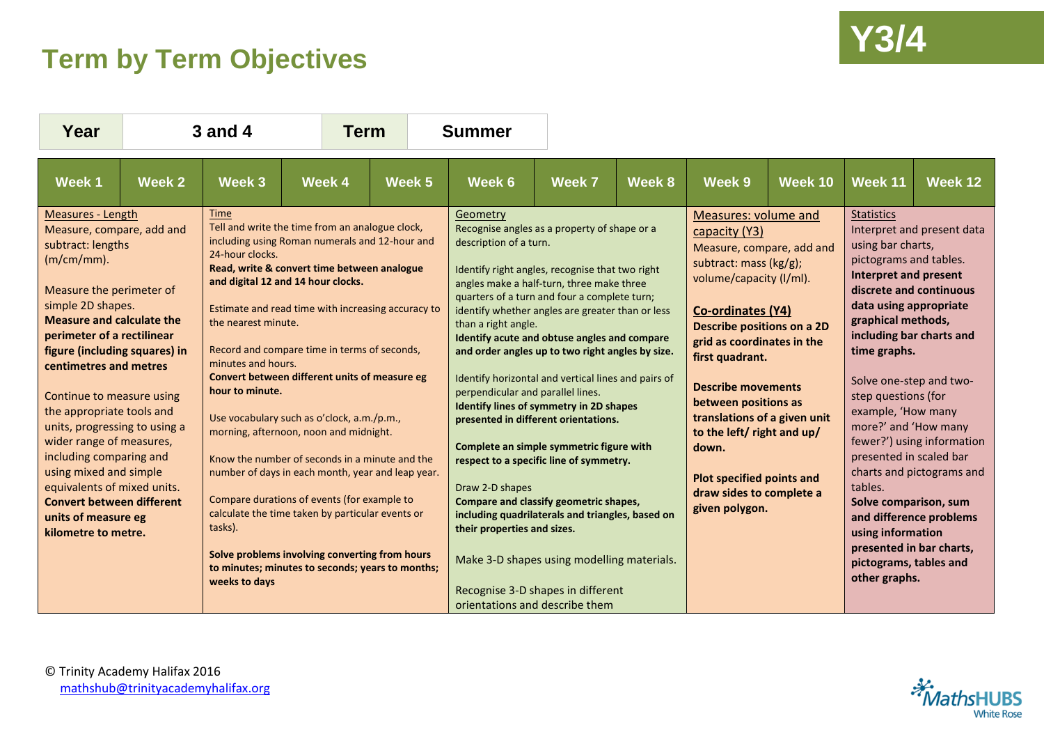# Term by Term Objectives

**Y3/4**

| Year | 3 and 4 | Term | Summer |
|---|---|---|---|

| Week 1 | Week 2 | Week 3 | Week 4 | Week 5 | Week 6 | Week 7 | Week 8 | Week 9 | Week 10 | Week 11 | Week 12 |
|---|---|---|---|---|---|---|---|---|---|---|---|
| Measures - Length<br>Measure, compare, add and subtract: lengths (m/cm/mm).<br><br>Measure the perimeter of simple 2D shapes.<br>**Measure and calculate the perimeter of a rectilinear figure (including squares) in centimetres and metres**<br><br>Continue to measure using the appropriate tools and units, progressing to using a wider range of measures, including comparing and using mixed and simple equivalents of mixed units.<br>**Convert between different units of measure eg kilometre to metre.** | | Time<br>Tell and write the time from an analogue clock, including using Roman numerals and 12-hour and 24-hour clocks.<br>**Read, write & convert time between analogue and digital 12 and 14 hour clocks.**<br><br>Estimate and read time with increasing accuracy to the nearest minute.<br><br>Record and compare time in terms of seconds, minutes and hours.<br>**Convert between different units of measure eg hour to minute.**<br><br>Use vocabulary such as o'clock, a.m./p.m., morning, afternoon, noon and midnight.<br><br>Know the number of seconds in a minute and the number of days in each month, year and leap year.<br><br>Compare durations of events (for example to calculate the time taken by particular events or tasks).<br><br>**Solve problems involving converting from hours to minutes; minutes to seconds; years to months; weeks to days** | | | Geometry<br>Recognise angles as a property of shape or a description of a turn.<br><br>Identify right angles, recognise that two right angles make a half-turn, three make three quarters of a turn and four a complete turn; identify whether angles are greater than or less than a right angle.<br>**Identify acute and obtuse angles and compare and order angles up to two right angles by size.**<br><br>Identify horizontal and vertical lines and pairs of perpendicular and parallel lines.<br>**Identify lines of symmetry in 2D shapes presented in different orientations.**<br><br>**Complete an simple symmetric figure with respect to a specific line of symmetry.**<br><br>Draw 2-D shapes<br>**Compare and classify geometric shapes, including quadrilaterals and triangles, based on their properties and sizes.**<br><br>Make 3-D shapes using modelling materials.<br><br>Recognise 3-D shapes in different orientations and describe them | | | Measures: volume and capacity (Y3)<br>Measure, compare, add and subtract: mass (kg/g); volume/capacity (l/ml).<br><br>**Co-ordinates (Y4)**<br>**Describe positions on a 2D grid as coordinates in the first quadrant.**<br><br>**Describe movements between positions as translations of a given unit to the left/ right and up/ down.**<br><br>**Plot specified points and draw sides to complete a given polygon.** | | Statistics<br>Interpret and present data using bar charts, pictograms and tables.<br>**Interpret and present discrete and continuous data using appropriate graphical methods, including bar charts and time graphs.**<br><br>Solve one-step and two-step questions (for example, 'How many more?' and 'How many fewer?') using information presented in scaled bar charts and pictograms and tables.<br>**Solve comparison, sum and difference problems using information presented in bar charts, pictograms, tables and other graphs.** | |

© Trinity Academy Halifax 2016
mathshub@trinityacademyhalifax.org

MathsHUBS White Rose